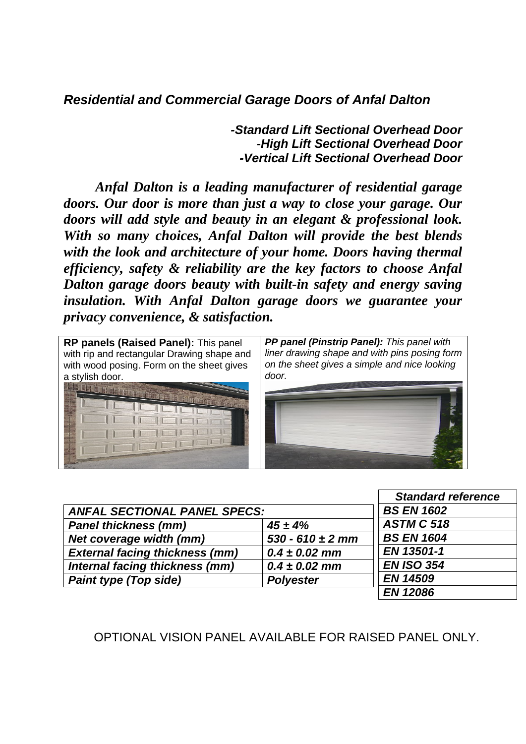## *Residential and Commercial Garage Doors of Anfal Dalton*

***-Standard Lift Sectional Overhead Door***
***-High Lift Sectional Overhead Door***
***-Vertical Lift Sectional Overhead Door***

***Anfal Dalton is a leading manufacturer of residential garage doors. Our door is more than just a way to close your garage. Our doors will add style and beauty in an elegant & professional look. With so many choices, Anfal Dalton will provide the best blends with the look and architecture of your home. Doors having thermal efficiency, safety & reliability are the key factors to choose Anfal Dalton garage doors beauty with built-in safety and energy saving insulation. With Anfal Dalton garage doors we guarantee your privacy convenience, & satisfaction.***

**RP panels (Raised Panel):** This panel with rip and rectangular Drawing shape and with wood posing. Form on the sheet gives a stylish door.

***PP panel (Pinstrip Panel):*** *This panel with liner drawing shape and with pins posing form on the sheet gives a simple and nice looking door.*

| ***ANFAL SECTIONAL PANEL SPECS:*** | |
|---|---|
| ***Panel thickness (mm)*** | ***45 ± 4%*** |
| ***Net coverage width (mm)*** | ***530 - 610 ± 2 mm*** |
| ***External facing thickness (mm)*** | ***0.4 ± 0.02 mm*** |
| ***Internal facing thickness (mm)*** | ***0.4 ± 0.02 mm*** |
| ***Paint type (Top side)*** | ***Polyester*** |

| ***Standard reference*** |
|---|
| ***BS EN 1602*** |
| ***ASTM C 518*** |
| ***BS EN 1604*** |
| ***EN 13501-1*** |
| ***EN ISO 354*** |
| ***EN 14509*** |
| ***EN 12086*** |

OPTIONAL VISION PANEL AVAILABLE FOR RAISED PANEL ONLY.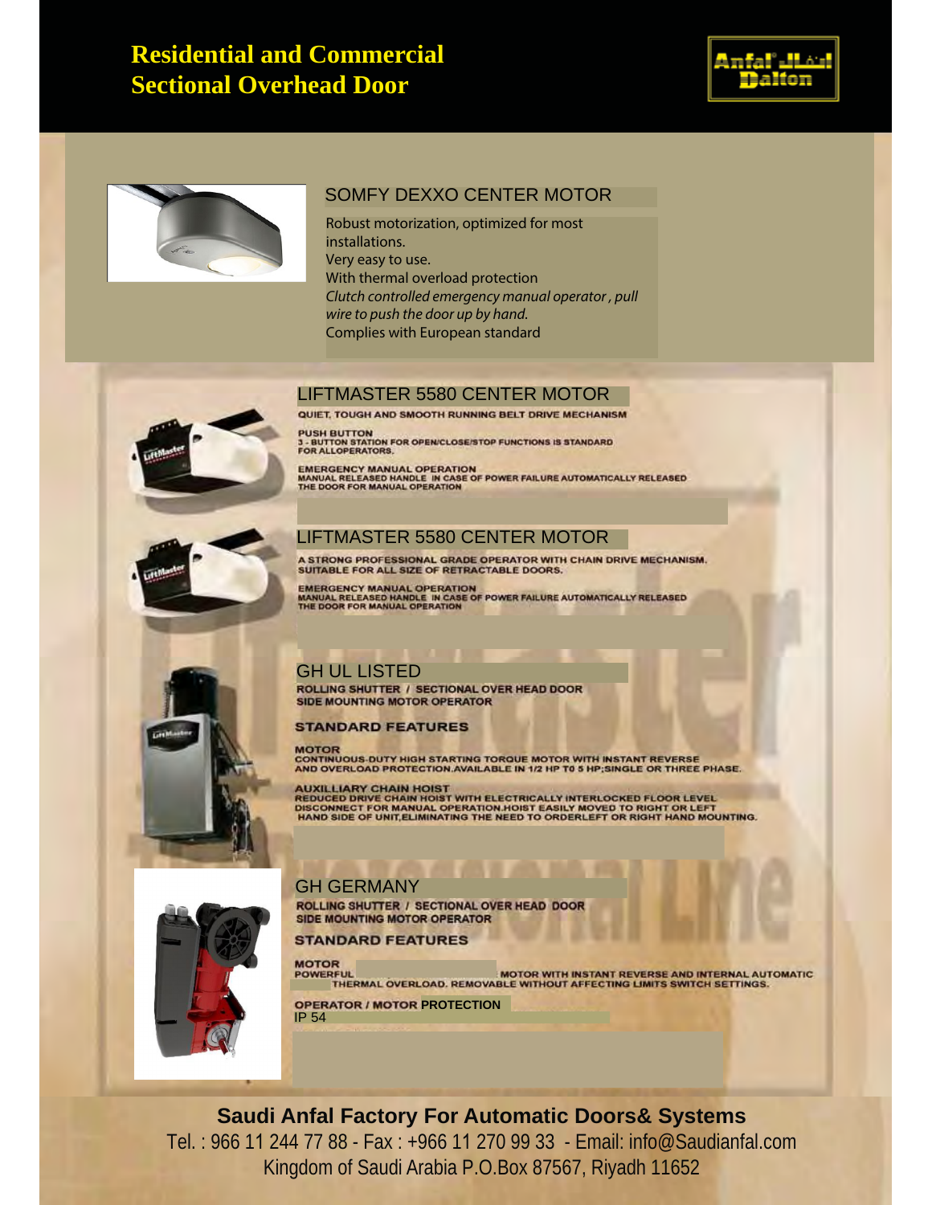# Residential and Commercial Sectional Overhead Door

Anfal انفال Dalton

## SOMFY DEXXO CENTER MOTOR

Robust motorization, optimized for most installations.
Very easy to use.
With thermal overload protection
*Clutch controlled emergency manual operator , pull wire to push the door up by hand.*
Complies with European standard

## LIFTMASTER 5580 CENTER MOTOR

QUIET, TOUGH AND SMOOTH RUNNING BELT DRIVE MECHANISM

PUSH BUTTON
3 - BUTTON STATION FOR OPEN/CLOSE/STOP FUNCTIONS IS STANDARD FOR ALLOPERATORS.

EMERGENCY MANUAL OPERATION
MANUAL RELEASED HANDLE IN CASE OF POWER FAILURE AUTOMATICALLY RELEASED THE DOOR FOR MANUAL OPERATION

## LIFTMASTER 5580 CENTER MOTOR

A STRONG PROFESSIONAL GRADE OPERATOR WITH CHAIN DRIVE MECHANISM. SUITABLE FOR ALL SIZE OF RETRACTABLE DOORS.

EMERGENCY MANUAL OPERATION
MANUAL RELEASED HANDLE IN CASE OF POWER FAILURE AUTOMATICALLY RELEASED THE DOOR FOR MANUAL OPERATION

## GH UL LISTED

ROLLING SHUTTER / SECTIONAL OVER HEAD DOOR
SIDE MOUNTING MOTOR OPERATOR

### STANDARD FEATURES

MOTOR
CONTINUOUS-DUTY HIGH STARTING TORQUE MOTOR WITH INSTANT REVERSE AND OVERLOAD PROTECTION.AVAILABLE IN 1/2 HP T0 5 HP;SINGLE OR THREE PHASE.

AUXILLIARY CHAIN HOIST
REDUCED DRIVE CHAIN HOIST WITH ELECTRICALLY INTERLOCKED FLOOR LEVEL DISCONNECT FOR MANUAL OPERATION.HOIST EASILY MOVED TO RIGHT OR LEFT HAND SIDE OF UNIT,ELIMINATING THE NEED TO ORDERLEFT OR RIGHT HAND MOUNTING.

## GH GERMANY

ROLLING SHUTTER / SECTIONAL OVER HEAD DOOR
SIDE MOUNTING MOTOR OPERATOR

### STANDARD FEATURES

MOTOR
POWERFUL MOTOR WITH INSTANT REVERSE AND INTERNAL AUTOMATIC THERMAL OVERLOAD. REMOVABLE WITHOUT AFFECTING LIMITS SWITCH SETTINGS.

OPERATOR / MOTOR PROTECTION
IP 54

**Saudi Anfal Factory For Automatic Doors& Systems**
Tel. : 966 11 244 77 88 - Fax : +966 11 270 99 33 - Email: info@Saudianfal.com
Kingdom of Saudi Arabia P.O.Box 87567, Riyadh 11652